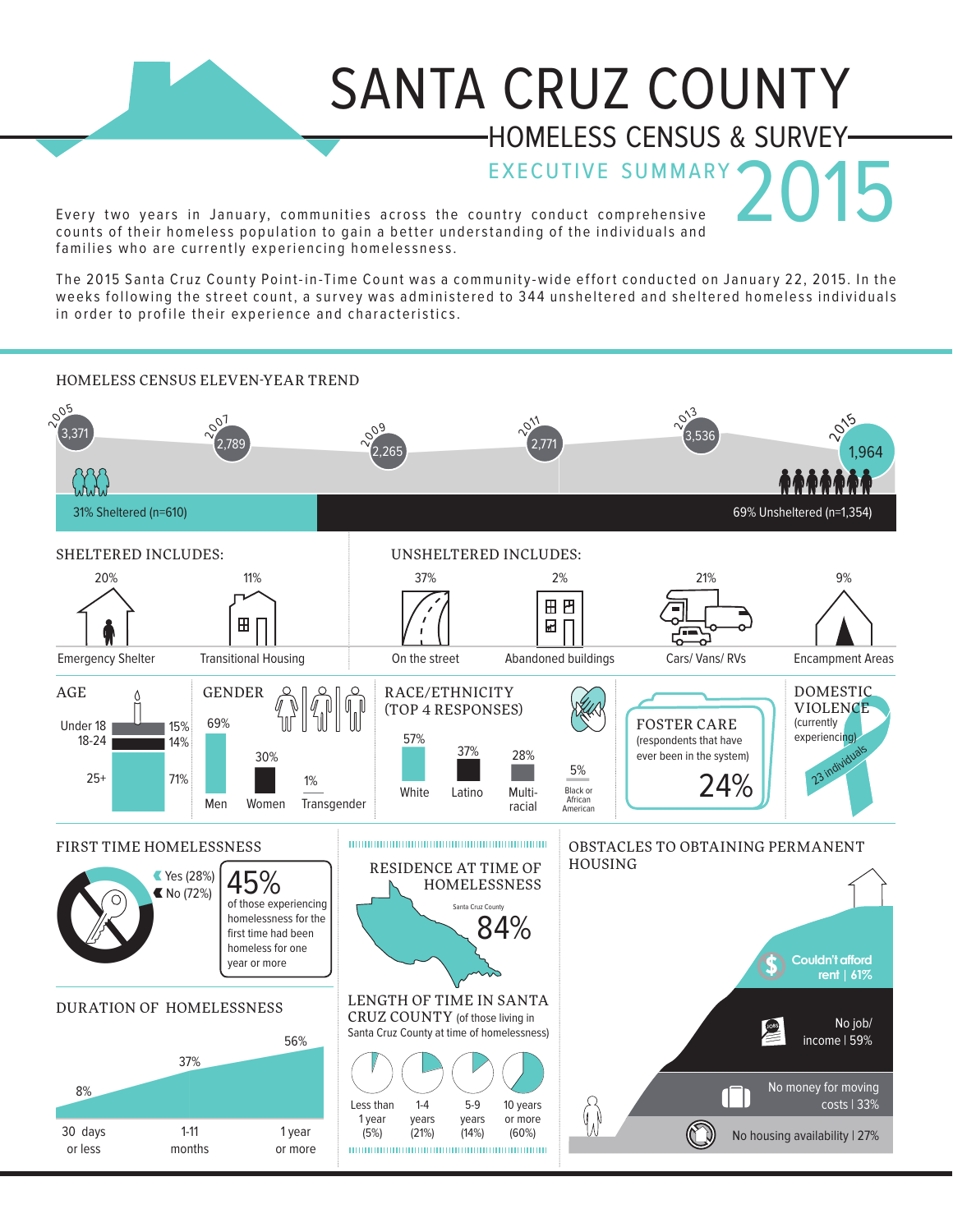# SANTA CRUZ COUNTY

## HOMELESS CENSUS & SURVEY

### EXECUTIVE SUMMARY 2015

Every two years in January, communities across the country conduct comprehensive counts of their homeless population to gain a better understanding of the individuals and families who are currently experiencing homelessness.

The 2015 Santa Cruz County Point-in-Time Count was a community-wide effort conducted on January 22, 2015. In the weeks following the street count, a survey was administered to 344 unsheltered and sheltered homeless individuals in order to profile their experience and characteristics.

## HOMELESS CENSUS ELEVEN-YEAR TREND

| 2005 | 2007 | 2009 | 2011 | 2013 | 2015 |
|---|---|---|---|---|---|
| 3,371 | 2,789 | 2,265 | 2,771 | 3,536 | 1,964 |

31% Sheltered (n=610)

69% Unsheltered (n=1,354)

## SHELTERED INCLUDES:

- Emergency Shelter: 20%
- Transitional Housing: 11%

## UNSHELTERED INCLUDES:

- On the street: 37%
- Abandoned buildings: 2%
- Cars/ Vans/ RVs: 21%
- Encampment Areas: 9%

## AGE

- Under 18: 15%
- 18-24: 14%
- 25+: 71%

## GENDER

- Men: 69%
- Women: 30%
- Transgender: 1%

## RACE/ETHNICITY (TOP 4 RESPONSES)

- White: 57%
- Latino: 37%
- Multi-racial: 28%
- Black or African American: 5%

## FOSTER CARE

(respondents that have ever been in the system)

24%

## DOMESTIC VIOLENCE

(currently experiencing)

23 individuals

## FIRST TIME HOMELESSNESS

- Yes (28%)
- No (72%)

45% of those experiencing homelessness for the first time had been homeless for one year or more

## RESIDENCE AT TIME OF HOMELESSNESS

Santa Cruz County 84%

## LENGTH OF TIME IN SANTA CRUZ COUNTY (of those living in Santa Cruz County at time of homelessness)

- Less than 1 year (5%)
- 1-4 years (21%)
- 5-9 years (14%)
- 10 years or more (60%)

## DURATION OF HOMELESSNESS

- 30 days or less: 8%
- 1-11 months: 37%
- 1 year or more: 56%

## OBSTACLES TO OBTAINING PERMANENT HOUSING

- Couldn't afford rent | 61%
- No job/ income | 59%
- No money for moving costs | 33%
- No housing availability | 27%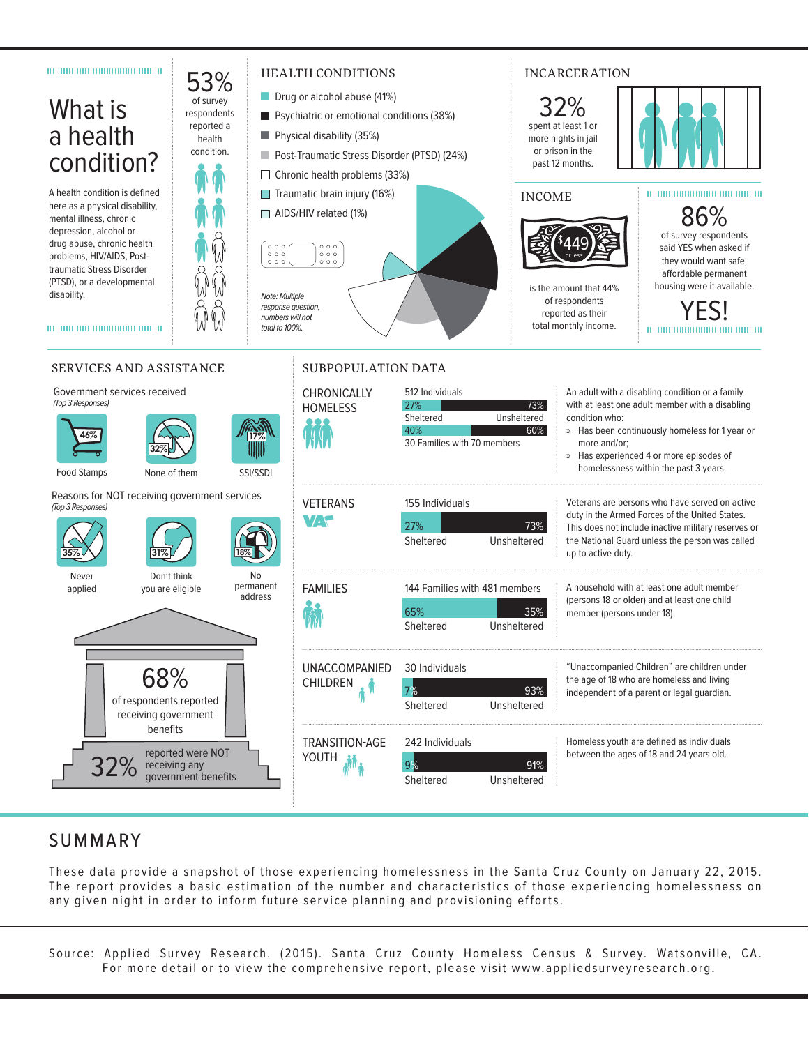# What is a health condition?

A health condition is defined here as a physical disability, mental illness, chronic depression, alcohol or drug abuse, chronic health problems, HIV/AIDS, Post-traumatic Stress Disorder (PTSD), or a developmental disability.

53%
of survey respondents reported a health condition.

## HEALTH CONDITIONS

- Drug or alcohol abuse (41%)
- Psychiatric or emotional conditions (38%)
- Physical disability (35%)
- Post-Traumatic Stress Disorder (PTSD) (24%)
- Chronic health problems (33%)
- Traumatic brain injury (16%)
- AIDS/HIV related (1%)

*Note: Multiple response question, numbers will not total to 100%.*

## INCARCERATION

32%
spent at least 1 or more nights in jail or prison in the past 12 months.

## INCOME

$449 or less

is the amount that 44% of respondents reported as their total monthly income.

86%
of survey respondents said YES when asked if they would want safe, affordable permanent housing were it available.

YES!

## SERVICES AND ASSISTANCE

Government services received
*(Top 3 Responses)*

- 46% Food Stamps
- 32% None of them
- 17% SSI/SSDI

Reasons for NOT receiving government services
*(Top 3 Responses)*

- 35% Never applied
- 31% Don't think you are eligible
- 18% No permanent address

68%
of respondents reported receiving government benefits

32% reported were NOT receiving any government benefits

## SUBPOPULATION DATA

**CHRONICALLY HOMELESS**

512 Individuals
27% Sheltered / 73% Unsheltered
40% / 60%
30 Families with 70 members

An adult with a disabling condition or a family with at least one adult member with a disabling condition who:

- Has been continuously homeless for 1 year or more and/or;
- Has experienced 4 or more episodes of homelessness within the past 3 years.

**VETERANS**

155 Individuals
27% Sheltered / 73% Unsheltered

Veterans are persons who have served on active duty in the Armed Forces of the United States. This does not include inactive military reserves or the National Guard unless the person was called up to active duty.

**FAMILIES**

144 Families with 481 members
65% Sheltered / 35% Unsheltered

A household with at least one adult member (persons 18 or older) and at least one child member (persons under 18).

**UNACCOMPANIED CHILDREN**

30 Individuals
7% Sheltered / 93% Unsheltered

"Unaccompanied Children" are children under the age of 18 who are homeless and living independent of a parent or legal guardian.

**TRANSITION-AGE YOUTH**

242 Individuals
9% Sheltered / 91% Unsheltered

Homeless youth are defined as individuals between the ages of 18 and 24 years old.

## SUMMARY

These data provide a snapshot of those experiencing homelessness in the Santa Cruz County on January 22, 2015. The report provides a basic estimation of the number and characteristics of those experiencing homelessness on any given night in order to inform future service planning and provisioning efforts.

Source: Applied Survey Research. (2015). Santa Cruz County Homeless Census & Survey. Watsonville, CA. For more detail or to view the comprehensive report, please visit www.appliedsurveyresearch.org.